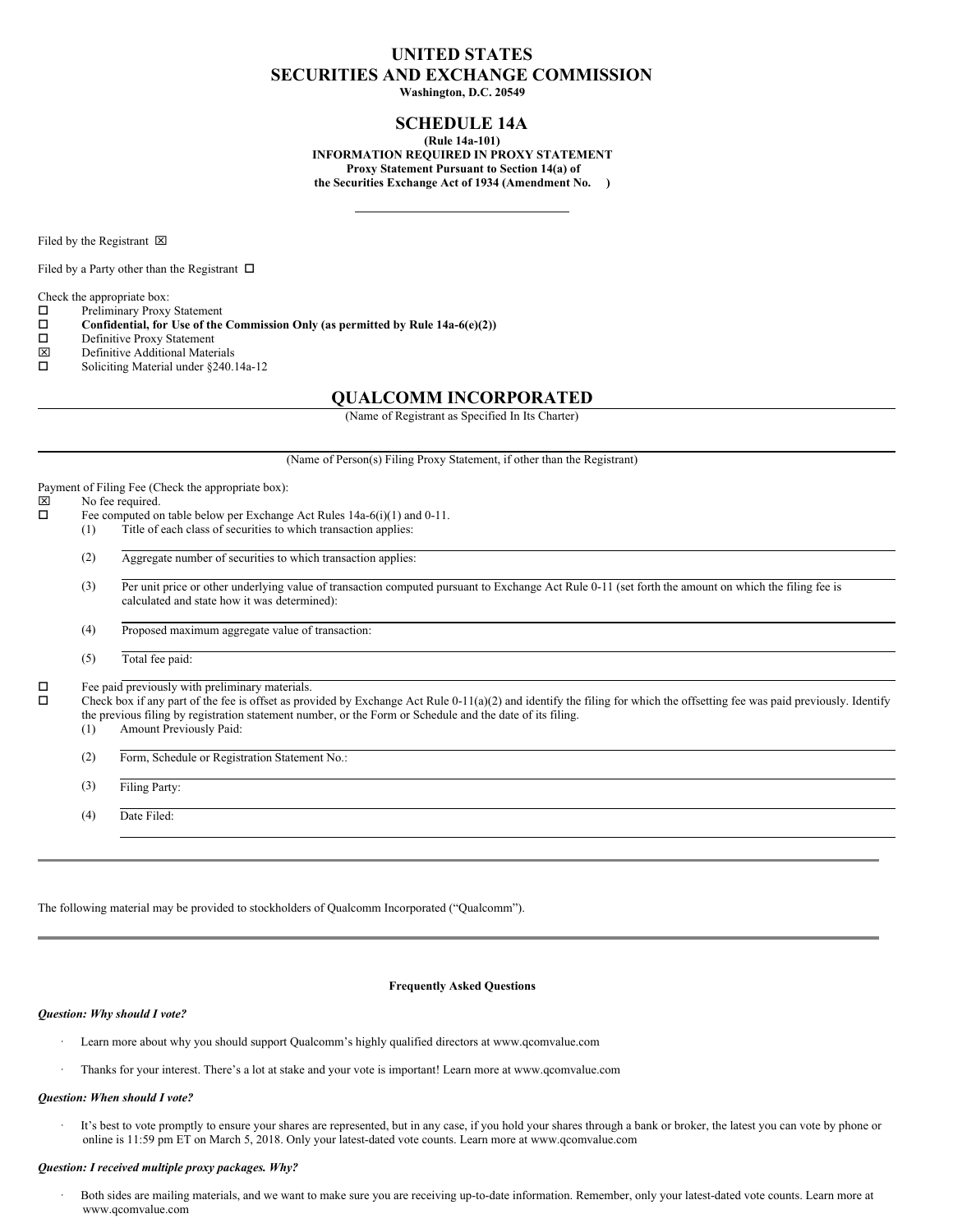# UNITED STATES
# SECURITIES AND EXCHANGE COMMISSION

**Washington, D.C. 20549**

## SCHEDULE 14A

**(Rule 14a-101)**
**INFORMATION REQUIRED IN PROXY STATEMENT**
**Proxy Statement Pursuant to Section 14(a) of the Securities Exchange Act of 1934 (Amendment No. )**

Filed by the Registrant ☒

Filed by a Party other than the Registrant ☐

Check the appropriate box:

☐ Preliminary Proxy Statement
☐ **Confidential, for Use of the Commission Only (as permitted by Rule 14a-6(e)(2))**
☐ Definitive Proxy Statement
☒ Definitive Additional Materials
☐ Soliciting Material under §240.14a-12

## QUALCOMM INCORPORATED

(Name of Registrant as Specified In Its Charter)

(Name of Person(s) Filing Proxy Statement, if other than the Registrant)

Payment of Filing Fee (Check the appropriate box):

☒ No fee required.
☐ Fee computed on table below per Exchange Act Rules 14a-6(i)(1) and 0-11.

(1) Title of each class of securities to which transaction applies:

(2) Aggregate number of securities to which transaction applies:

(3) Per unit price or other underlying value of transaction computed pursuant to Exchange Act Rule 0-11 (set forth the amount on which the filing fee is calculated and state how it was determined):

(4) Proposed maximum aggregate value of transaction:

(5) Total fee paid:

☐ Fee paid previously with preliminary materials.
☐ Check box if any part of the fee is offset as provided by Exchange Act Rule 0-11(a)(2) and identify the filing for which the offsetting fee was paid previously. Identify the previous filing by registration statement number, or the Form or Schedule and the date of its filing.

(1) Amount Previously Paid:

(2) Form, Schedule or Registration Statement No.:

(3) Filing Party:

(4) Date Filed:

The following material may be provided to stockholders of Qualcomm Incorporated ("Qualcomm").

**Frequently Asked Questions**

***Question: Why should I vote?***

- Learn more about why you should support Qualcomm's highly qualified directors at www.qcomvalue.com
- Thanks for your interest. There's a lot at stake and your vote is important! Learn more at www.qcomvalue.com

***Question: When should I vote?***

- It's best to vote promptly to ensure your shares are represented, but in any case, if you hold your shares through a bank or broker, the latest you can vote by phone or online is 11:59 pm ET on March 5, 2018. Only your latest-dated vote counts. Learn more at www.qcomvalue.com

***Question: I received multiple proxy packages. Why?***

- Both sides are mailing materials, and we want to make sure you are receiving up-to-date information. Remember, only your latest-dated vote counts. Learn more at www.qcomvalue.com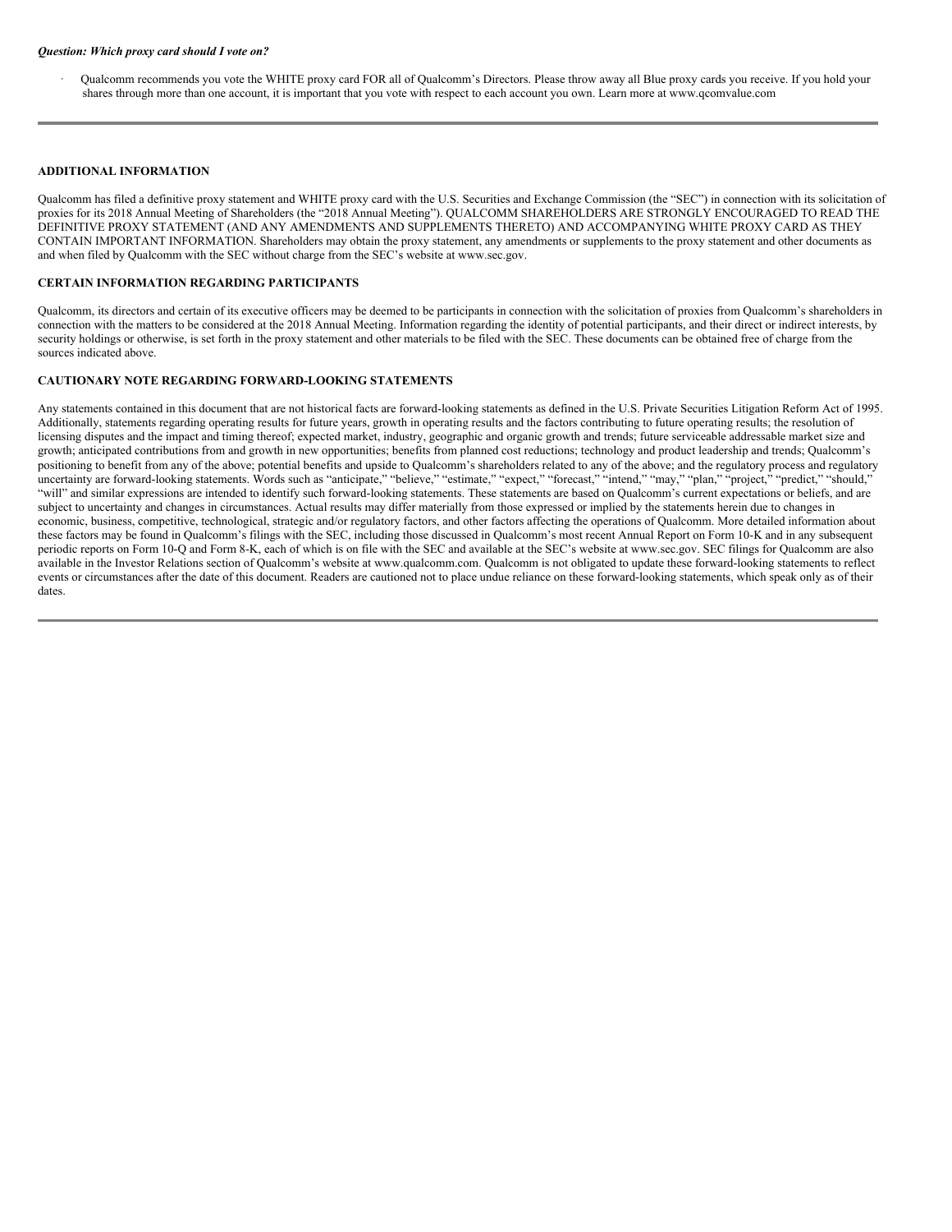***Question: Which proxy card should I vote on?***

- Qualcomm recommends you vote the WHITE proxy card FOR all of Qualcomm's Directors. Please throw away all Blue proxy cards you receive. If you hold your shares through more than one account, it is important that you vote with respect to each account you own. Learn more at www.qcomvalue.com

---

**ADDITIONAL INFORMATION**

Qualcomm has filed a definitive proxy statement and WHITE proxy card with the U.S. Securities and Exchange Commission (the "SEC") in connection with its solicitation of proxies for its 2018 Annual Meeting of Shareholders (the "2018 Annual Meeting"). QUALCOMM SHAREHOLDERS ARE STRONGLY ENCOURAGED TO READ THE DEFINITIVE PROXY STATEMENT (AND ANY AMENDMENTS AND SUPPLEMENTS THERETO) AND ACCOMPANYING WHITE PROXY CARD AS THEY CONTAIN IMPORTANT INFORMATION. Shareholders may obtain the proxy statement, any amendments or supplements to the proxy statement and other documents as and when filed by Qualcomm with the SEC without charge from the SEC's website at www.sec.gov.

**CERTAIN INFORMATION REGARDING PARTICIPANTS**

Qualcomm, its directors and certain of its executive officers may be deemed to be participants in connection with the solicitation of proxies from Qualcomm's shareholders in connection with the matters to be considered at the 2018 Annual Meeting. Information regarding the identity of potential participants, and their direct or indirect interests, by security holdings or otherwise, is set forth in the proxy statement and other materials to be filed with the SEC. These documents can be obtained free of charge from the sources indicated above.

**CAUTIONARY NOTE REGARDING FORWARD-LOOKING STATEMENTS**

Any statements contained in this document that are not historical facts are forward-looking statements as defined in the U.S. Private Securities Litigation Reform Act of 1995. Additionally, statements regarding operating results for future years, growth in operating results and the factors contributing to future operating results; the resolution of licensing disputes and the impact and timing thereof; expected market, industry, geographic and organic growth and trends; future serviceable addressable market size and growth; anticipated contributions from and growth in new opportunities; benefits from planned cost reductions; technology and product leadership and trends; Qualcomm's positioning to benefit from any of the above; potential benefits and upside to Qualcomm's shareholders related to any of the above; and the regulatory process and regulatory uncertainty are forward-looking statements. Words such as "anticipate," "believe," "estimate," "expect," "forecast," "intend," "may," "plan," "project," "predict," "should," "will" and similar expressions are intended to identify such forward-looking statements. These statements are based on Qualcomm's current expectations or beliefs, and are subject to uncertainty and changes in circumstances. Actual results may differ materially from those expressed or implied by the statements herein due to changes in economic, business, competitive, technological, strategic and/or regulatory factors, and other factors affecting the operations of Qualcomm. More detailed information about these factors may be found in Qualcomm's filings with the SEC, including those discussed in Qualcomm's most recent Annual Report on Form 10-K and in any subsequent periodic reports on Form 10-Q and Form 8-K, each of which is on file with the SEC and available at the SEC's website at www.sec.gov. SEC filings for Qualcomm are also available in the Investor Relations section of Qualcomm's website at www.qualcomm.com. Qualcomm is not obligated to update these forward-looking statements to reflect events or circumstances after the date of this document. Readers are cautioned not to place undue reliance on these forward-looking statements, which speak only as of their dates.

---